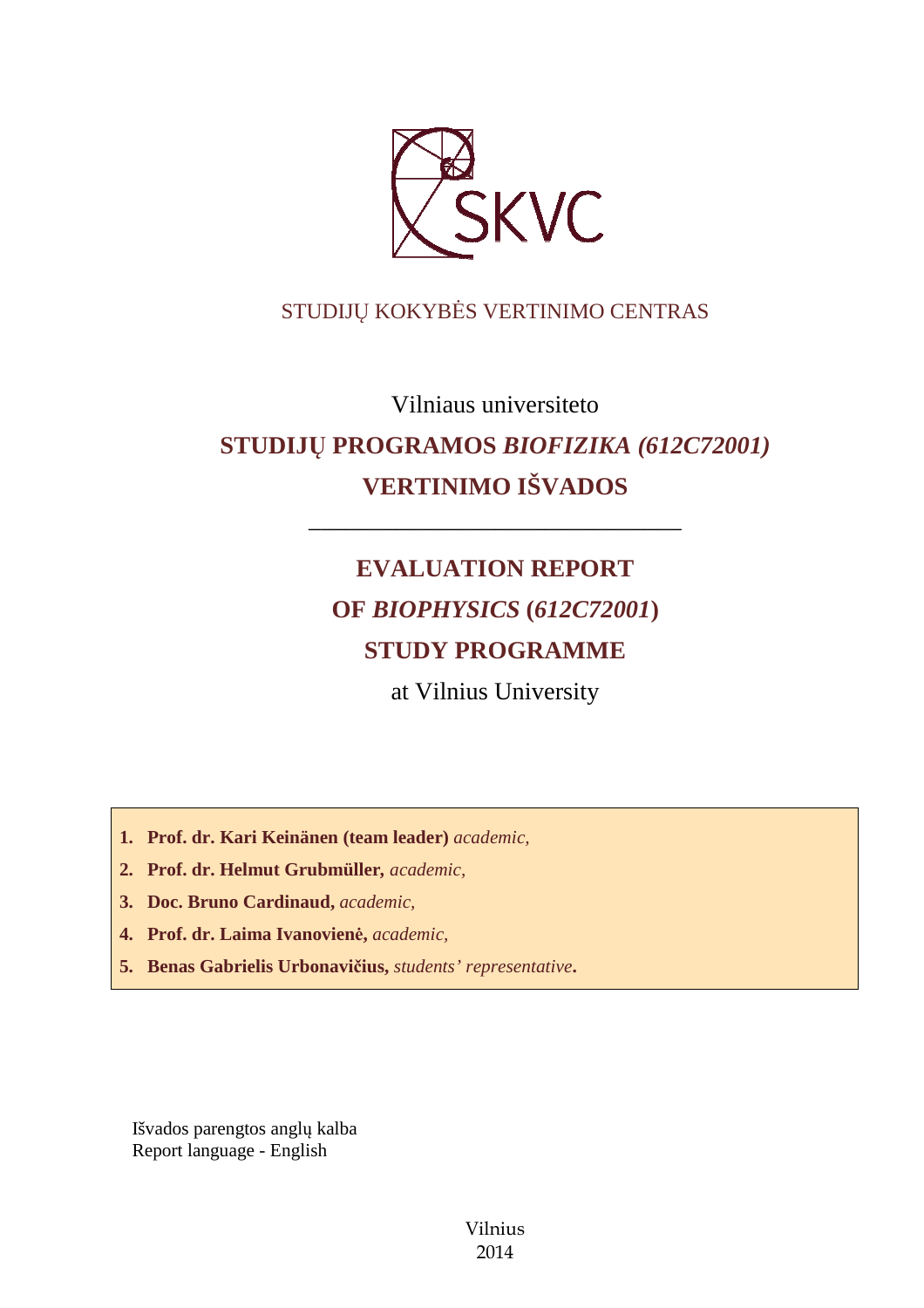SKVC

STUDIJŲ KOKYBĖS VERTINIMO CENTRAS

Vilniaus universiteto

# STUDIJŲ PROGRAMOS *BIOFIZIKA (612C72001)* VERTINIMO IŠVADOS

---

# EVALUATION REPORT OF *BIOPHYSICS* (*612C72001*) STUDY PROGRAMME

at Vilnius University

1. **Prof. dr. Kari Keinänen (team leader)** *academic,*
2. **Prof. dr. Helmut Grubmüller,** *academic,*
3. **Doc. Bruno Cardinaud,** *academic,*
4. **Prof. dr. Laima Ivanovienė,** *academic,*
5. **Benas Gabrielis Urbonavičius,** *students' representative***.**

Išvados parengtos anglų kalba
Report language - English

Vilnius
2014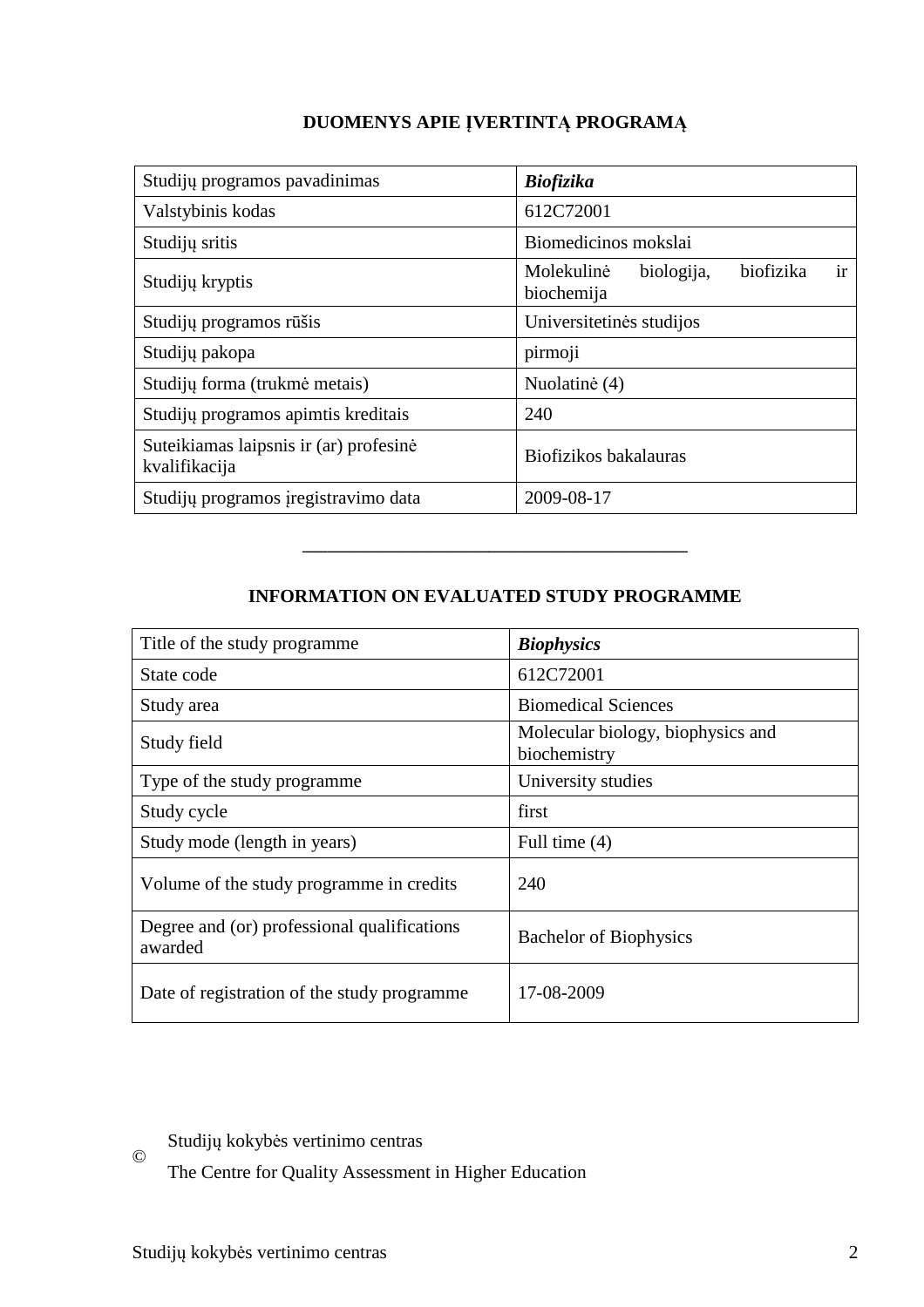## DUOMENYS APIE ĮVERTINTĄ PROGRAMĄ

| Studijų programos pavadinimas | ***Biofizika*** |
|---|---|
| Valstybinis kodas | 612C72001 |
| Studijų sritis | Biomedicinos mokslai |
| Studijų kryptis | Molekulinė biologija, biofizika ir biochemija |
| Studijų programos rūšis | Universitetinės studijos |
| Studijų pakopa | pirmoji |
| Studijų forma (trukmė metais) | Nuolatinė (4) |
| Studijų programos apimtis kreditais | 240 |
| Suteikiamas laipsnis ir (ar) profesinė kvalifikacija | Biofizikos bakalauras |
| Studijų programos įregistravimo data | 2009-08-17 |

---

## INFORMATION ON EVALUATED STUDY PROGRAMME

| Title of the study programme | ***Biophysics*** |
|---|---|
| State code | 612C72001 |
| Study area | Biomedical Sciences |
| Study field | Molecular biology, biophysics and biochemistry |
| Type of the study programme | University studies |
| Study cycle | first |
| Study mode (length in years) | Full time (4) |
| Volume of the study programme in credits | 240 |
| Degree and (or) professional qualifications awarded | Bachelor of Biophysics |
| Date of registration of the study programme | 17-08-2009 |

© Studijų kokybės vertinimo centras

The Centre for Quality Assessment in Higher Education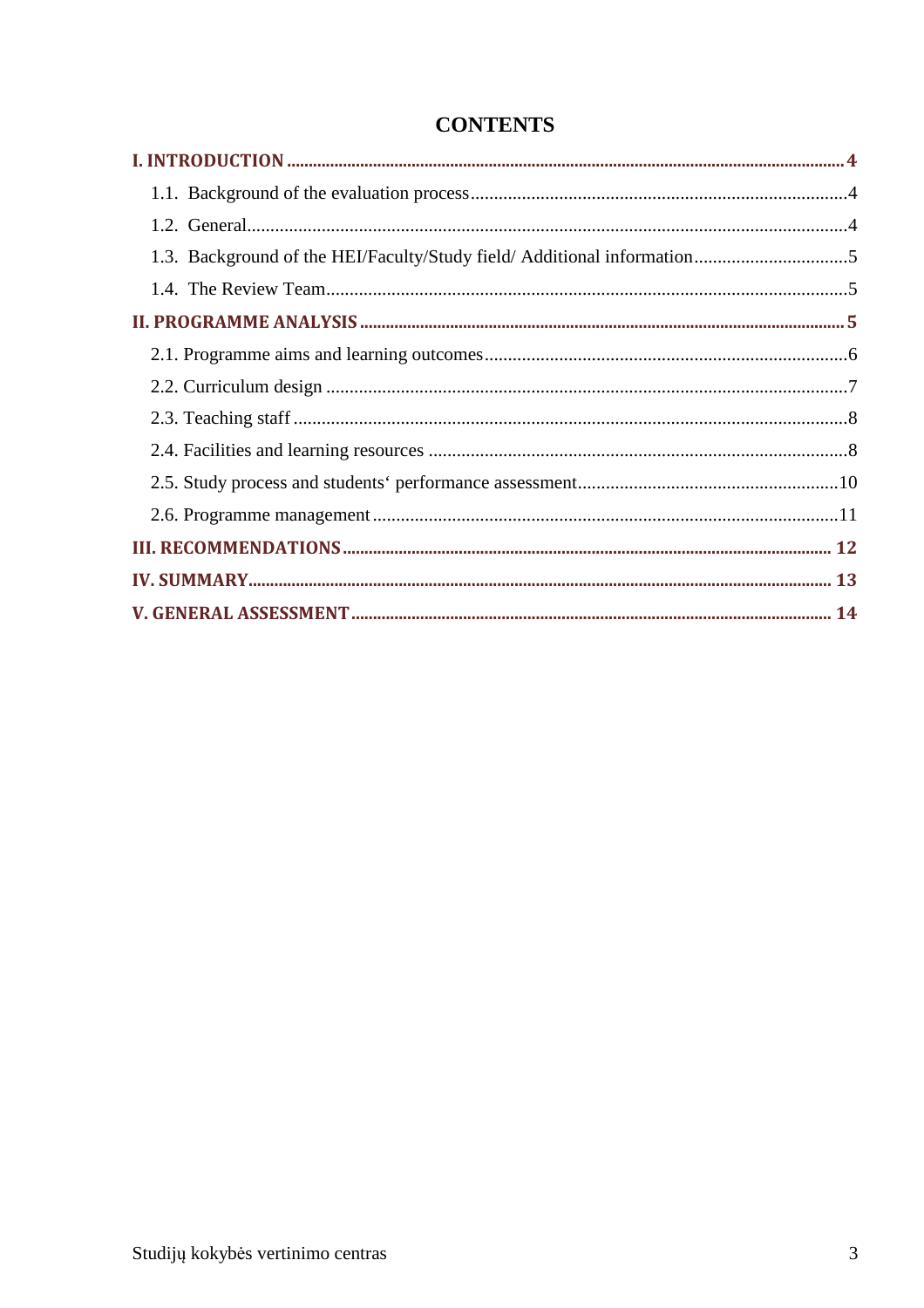# CONTENTS

**I. INTRODUCTION .......... 4**

1.1. Background of the evaluation process .......... 4

1.2. General .......... 4

1.3. Background of the HEI/Faculty/Study field/ Additional information .......... 5

1.4. The Review Team .......... 5

**II. PROGRAMME ANALYSIS .......... 5**

2.1. Programme aims and learning outcomes .......... 6

2.2. Curriculum design .......... 7

2.3. Teaching staff .......... 8

2.4. Facilities and learning resources .......... 8

2.5. Study process and students‘ performance assessment .......... 10

2.6. Programme management .......... 11

**III. RECOMMENDATIONS .......... 12**

**IV. SUMMARY .......... 13**

**V. GENERAL ASSESSMENT .......... 14**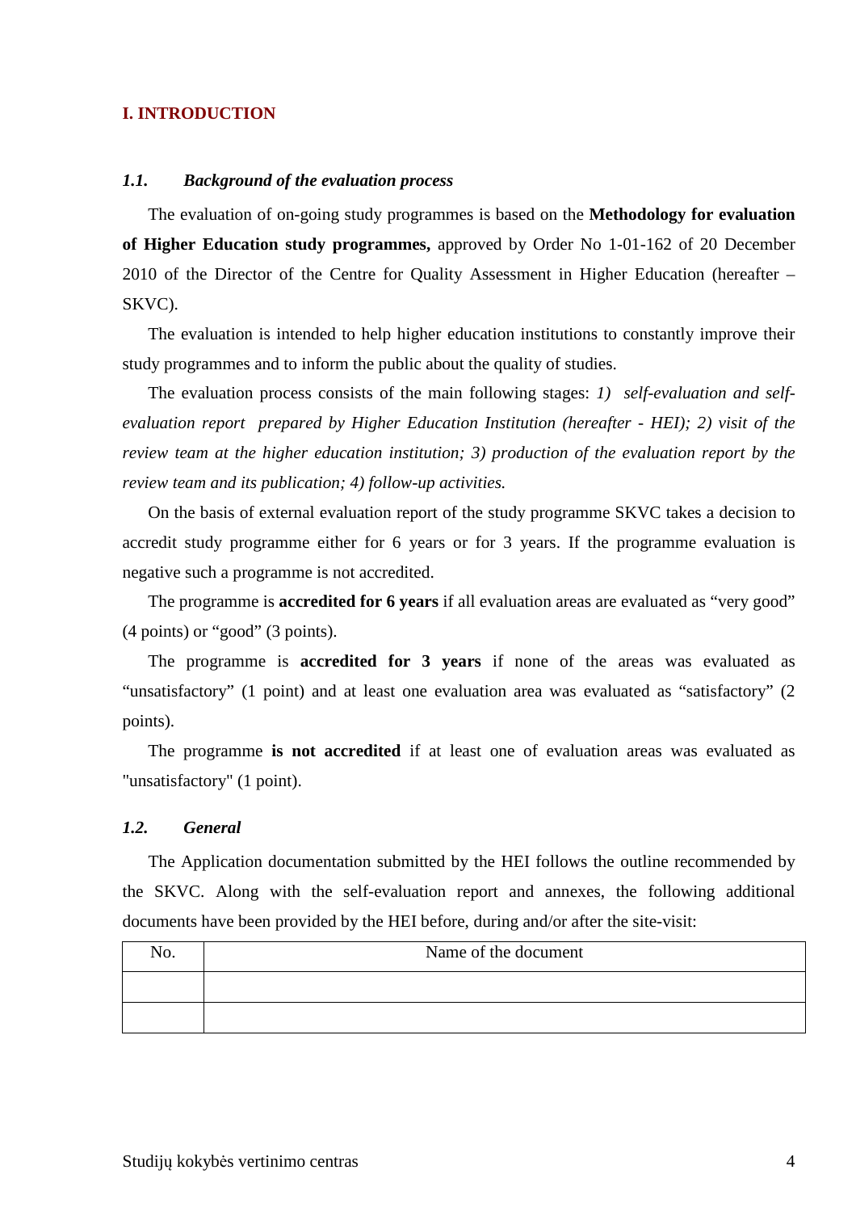## I. INTRODUCTION

### *1.1. Background of the evaluation process*

The evaluation of on-going study programmes is based on the **Methodology for evaluation of Higher Education study programmes,** approved by Order No 1-01-162 of 20 December 2010 of the Director of the Centre for Quality Assessment in Higher Education (hereafter – SKVC).

The evaluation is intended to help higher education institutions to constantly improve their study programmes and to inform the public about the quality of studies.

The evaluation process consists of the main following stages: *1) self-evaluation and self-evaluation report prepared by Higher Education Institution (hereafter - HEI); 2) visit of the review team at the higher education institution; 3) production of the evaluation report by the review team and its publication; 4) follow-up activities.*

On the basis of external evaluation report of the study programme SKVC takes a decision to accredit study programme either for 6 years or for 3 years. If the programme evaluation is negative such a programme is not accredited.

The programme is **accredited for 6 years** if all evaluation areas are evaluated as "very good" (4 points) or "good" (3 points).

The programme is **accredited for 3 years** if none of the areas was evaluated as "unsatisfactory" (1 point) and at least one evaluation area was evaluated as "satisfactory" (2 points).

The programme **is not accredited** if at least one of evaluation areas was evaluated as "unsatisfactory" (1 point).

### *1.2. General*

The Application documentation submitted by the HEI follows the outline recommended by the SKVC. Along with the self-evaluation report and annexes, the following additional documents have been provided by the HEI before, during and/or after the site-visit:

| No. | Name of the document |
|---|---|
| | |
| | |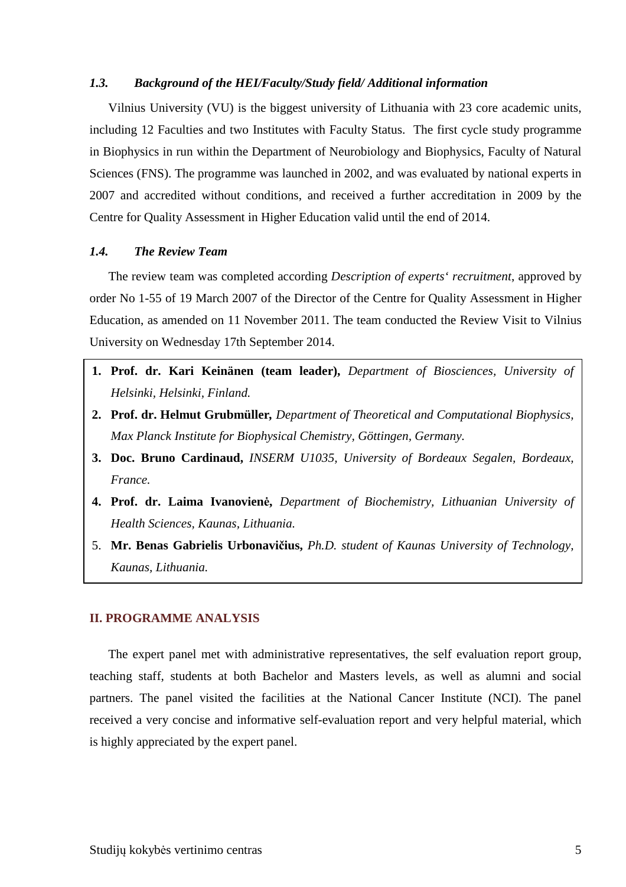### *1.3. Background of the HEI/Faculty/Study field/ Additional information*

Vilnius University (VU) is the biggest university of Lithuania with 23 core academic units, including 12 Faculties and two Institutes with Faculty Status. The first cycle study programme in Biophysics in run within the Department of Neurobiology and Biophysics, Faculty of Natural Sciences (FNS). The programme was launched in 2002, and was evaluated by national experts in 2007 and accredited without conditions, and received a further accreditation in 2009 by the Centre for Quality Assessment in Higher Education valid until the end of 2014.

### *1.4. The Review Team*

The review team was completed according *Description of experts' recruitment*, approved by order No 1-55 of 19 March 2007 of the Director of the Centre for Quality Assessment in Higher Education, as amended on 11 November 2011. The team conducted the Review Visit to Vilnius University on Wednesday 17th September 2014.

1. **Prof. dr. Kari Keinänen (team leader),** *Department of Biosciences, University of Helsinki, Helsinki, Finland.*
2. **Prof. dr. Helmut Grubmüller,** *Department of Theoretical and Computational Biophysics, Max Planck Institute for Biophysical Chemistry, Göttingen, Germany.*
3. **Doc. Bruno Cardinaud,** *INSERM U1035, University of Bordeaux Segalen, Bordeaux, France.*
4. **Prof. dr. Laima Ivanovienė,** *Department of Biochemistry, Lithuanian University of Health Sciences, Kaunas, Lithuania.*
5. **Mr. Benas Gabrielis Urbonavičius,** *Ph.D. student of Kaunas University of Technology, Kaunas, Lithuania.*

## II. PROGRAMME ANALYSIS

The expert panel met with administrative representatives, the self evaluation report group, teaching staff, students at both Bachelor and Masters levels, as well as alumni and social partners. The panel visited the facilities at the National Cancer Institute (NCI). The panel received a very concise and informative self-evaluation report and very helpful material, which is highly appreciated by the expert panel.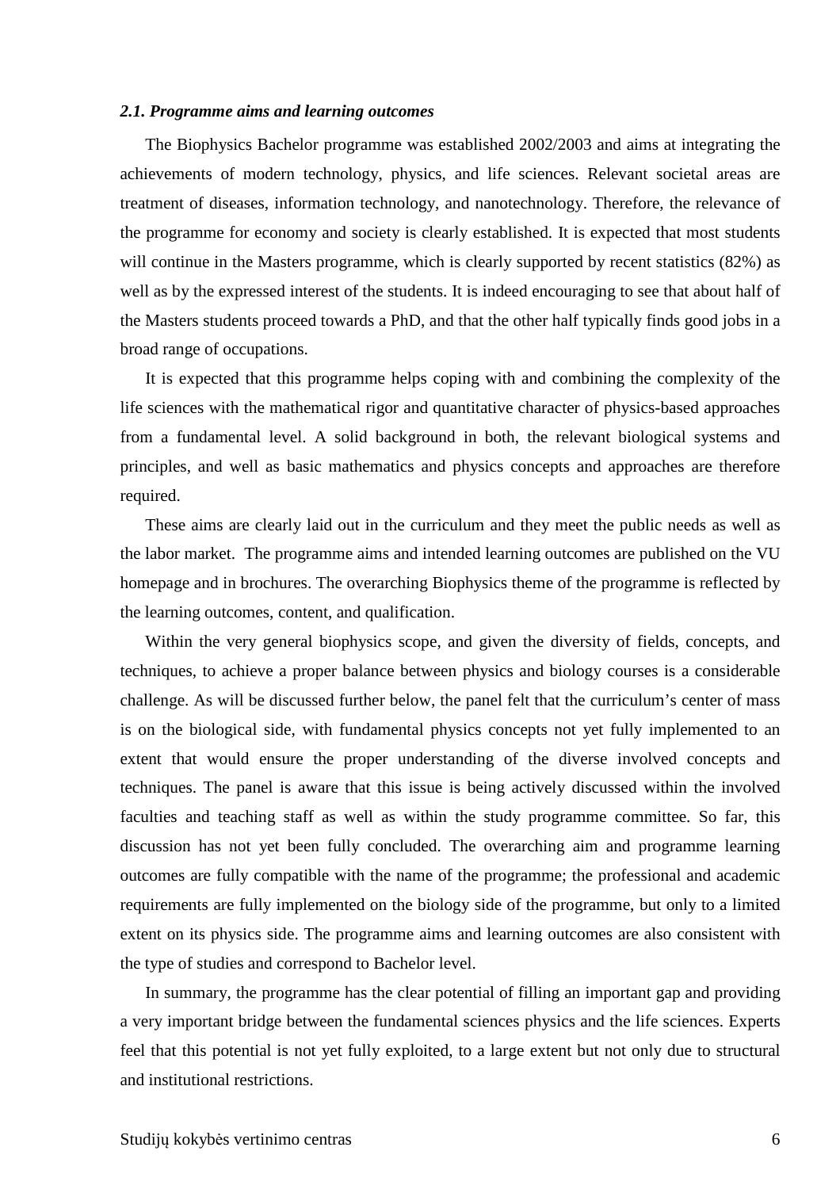### *2.1. Programme aims and learning outcomes*

The Biophysics Bachelor programme was established 2002/2003 and aims at integrating the achievements of modern technology, physics, and life sciences. Relevant societal areas are treatment of diseases, information technology, and nanotechnology. Therefore, the relevance of the programme for economy and society is clearly established. It is expected that most students will continue in the Masters programme, which is clearly supported by recent statistics (82%) as well as by the expressed interest of the students. It is indeed encouraging to see that about half of the Masters students proceed towards a PhD, and that the other half typically finds good jobs in a broad range of occupations.

It is expected that this programme helps coping with and combining the complexity of the life sciences with the mathematical rigor and quantitative character of physics-based approaches from a fundamental level. A solid background in both, the relevant biological systems and principles, and well as basic mathematics and physics concepts and approaches are therefore required.

These aims are clearly laid out in the curriculum and they meet the public needs as well as the labor market. The programme aims and intended learning outcomes are published on the VU homepage and in brochures. The overarching Biophysics theme of the programme is reflected by the learning outcomes, content, and qualification.

Within the very general biophysics scope, and given the diversity of fields, concepts, and techniques, to achieve a proper balance between physics and biology courses is a considerable challenge. As will be discussed further below, the panel felt that the curriculum's center of mass is on the biological side, with fundamental physics concepts not yet fully implemented to an extent that would ensure the proper understanding of the diverse involved concepts and techniques. The panel is aware that this issue is being actively discussed within the involved faculties and teaching staff as well as within the study programme committee. So far, this discussion has not yet been fully concluded. The overarching aim and programme learning outcomes are fully compatible with the name of the programme; the professional and academic requirements are fully implemented on the biology side of the programme, but only to a limited extent on its physics side. The programme aims and learning outcomes are also consistent with the type of studies and correspond to Bachelor level.

In summary, the programme has the clear potential of filling an important gap and providing a very important bridge between the fundamental sciences physics and the life sciences. Experts feel that this potential is not yet fully exploited, to a large extent but not only due to structural and institutional restrictions.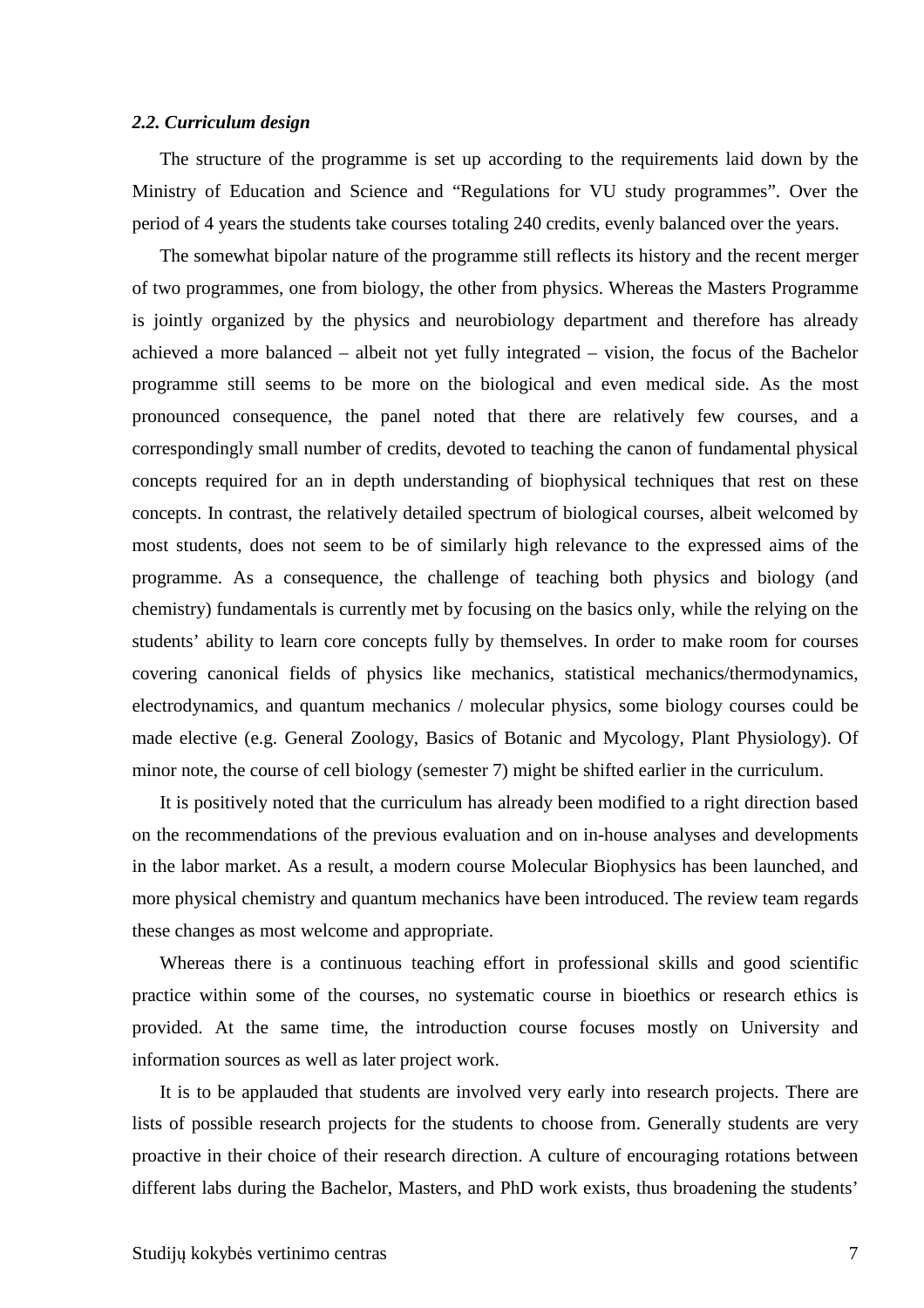### *2.2. Curriculum design*

The structure of the programme is set up according to the requirements laid down by the Ministry of Education and Science and “Regulations for VU study programmes”. Over the period of 4 years the students take courses totaling 240 credits, evenly balanced over the years.

The somewhat bipolar nature of the programme still reflects its history and the recent merger of two programmes, one from biology, the other from physics. Whereas the Masters Programme is jointly organized by the physics and neurobiology department and therefore has already achieved a more balanced – albeit not yet fully integrated – vision, the focus of the Bachelor programme still seems to be more on the biological and even medical side. As the most pronounced consequence, the panel noted that there are relatively few courses, and a correspondingly small number of credits, devoted to teaching the canon of fundamental physical concepts required for an in depth understanding of biophysical techniques that rest on these concepts. In contrast, the relatively detailed spectrum of biological courses, albeit welcomed by most students, does not seem to be of similarly high relevance to the expressed aims of the programme. As a consequence, the challenge of teaching both physics and biology (and chemistry) fundamentals is currently met by focusing on the basics only, while the relying on the students’ ability to learn core concepts fully by themselves. In order to make room for courses covering canonical fields of physics like mechanics, statistical mechanics/thermodynamics, electrodynamics, and quantum mechanics / molecular physics, some biology courses could be made elective (e.g. General Zoology, Basics of Botanic and Mycology, Plant Physiology). Of minor note, the course of cell biology (semester 7) might be shifted earlier in the curriculum.

It is positively noted that the curriculum has already been modified to a right direction based on the recommendations of the previous evaluation and on in-house analyses and developments in the labor market. As a result, a modern course Molecular Biophysics has been launched, and more physical chemistry and quantum mechanics have been introduced. The review team regards these changes as most welcome and appropriate.

Whereas there is a continuous teaching effort in professional skills and good scientific practice within some of the courses, no systematic course in bioethics or research ethics is provided. At the same time, the introduction course focuses mostly on University and information sources as well as later project work.

It is to be applauded that students are involved very early into research projects. There are lists of possible research projects for the students to choose from. Generally students are very proactive in their choice of their research direction. A culture of encouraging rotations between different labs during the Bachelor, Masters, and PhD work exists, thus broadening the students’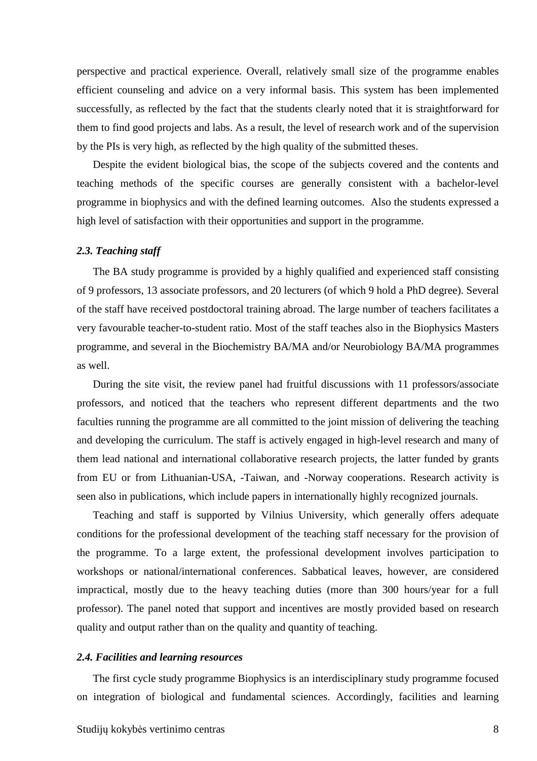perspective and practical experience. Overall, relatively small size of the programme enables efficient counseling and advice on a very informal basis. This system has been implemented successfully, as reflected by the fact that the students clearly noted that it is straightforward for them to find good projects and labs. As a result, the level of research work and of the supervision by the PIs is very high, as reflected by the high quality of the submitted theses.

Despite the evident biological bias, the scope of the subjects covered and the contents and teaching methods of the specific courses are generally consistent with a bachelor-level programme in biophysics and with the defined learning outcomes. Also the students expressed a high level of satisfaction with their opportunities and support in the programme.

### *2.3. Teaching staff*

The BA study programme is provided by a highly qualified and experienced staff consisting of 9 professors, 13 associate professors, and 20 lecturers (of which 9 hold a PhD degree). Several of the staff have received postdoctoral training abroad. The large number of teachers facilitates a very favourable teacher-to-student ratio. Most of the staff teaches also in the Biophysics Masters programme, and several in the Biochemistry BA/MA and/or Neurobiology BA/MA programmes as well.

During the site visit, the review panel had fruitful discussions with 11 professors/associate professors, and noticed that the teachers who represent different departments and the two faculties running the programme are all committed to the joint mission of delivering the teaching and developing the curriculum. The staff is actively engaged in high-level research and many of them lead national and international collaborative research projects, the latter funded by grants from EU or from Lithuanian-USA, -Taiwan, and -Norway cooperations. Research activity is seen also in publications, which include papers in internationally highly recognized journals.

Teaching and staff is supported by Vilnius University, which generally offers adequate conditions for the professional development of the teaching staff necessary for the provision of the programme. To a large extent, the professional development involves participation to workshops or national/international conferences. Sabbatical leaves, however, are considered impractical, mostly due to the heavy teaching duties (more than 300 hours/year for a full professor). The panel noted that support and incentives are mostly provided based on research quality and output rather than on the quality and quantity of teaching.

### *2.4. Facilities and learning resources*

The first cycle study programme Biophysics is an interdisciplinary study programme focused on integration of biological and fundamental sciences. Accordingly, facilities and learning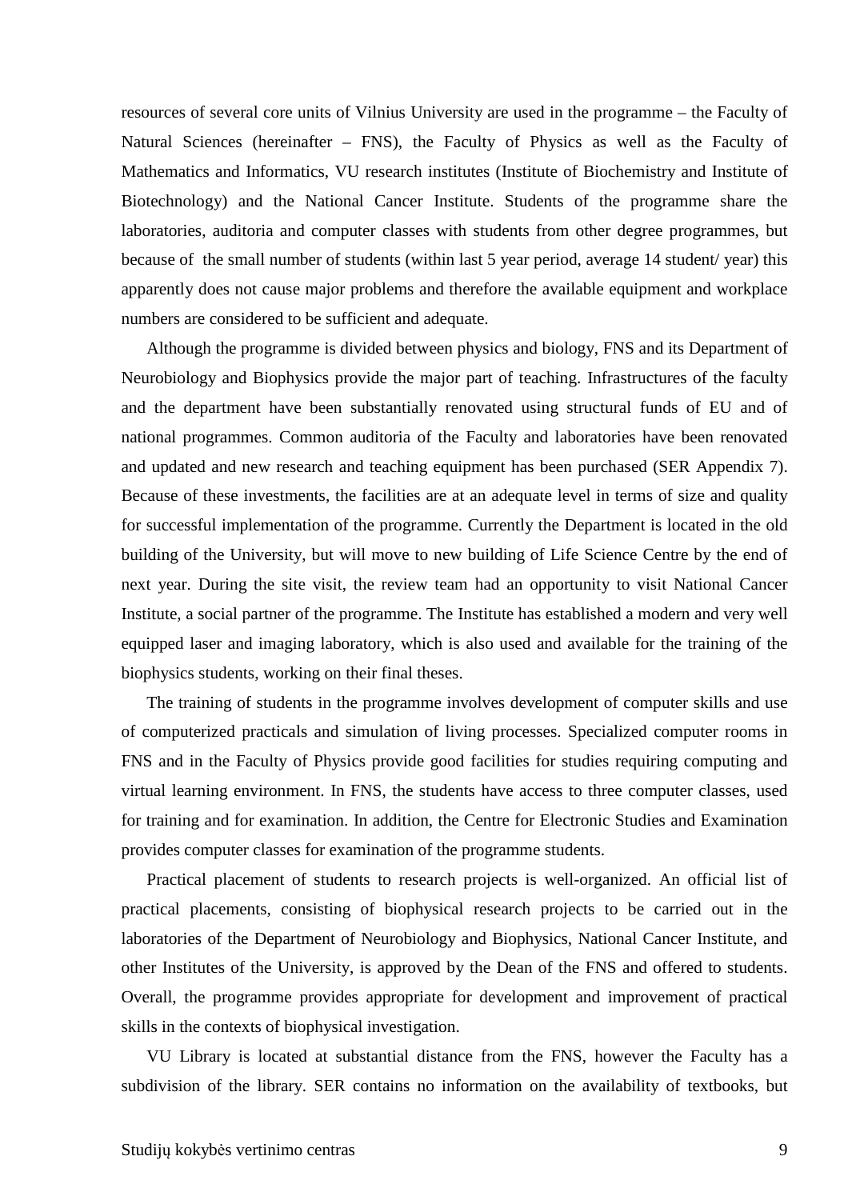resources of several core units of Vilnius University are used in the programme – the Faculty of Natural Sciences (hereinafter – FNS), the Faculty of Physics as well as the Faculty of Mathematics and Informatics, VU research institutes (Institute of Biochemistry and Institute of Biotechnology) and the National Cancer Institute. Students of the programme share the laboratories, auditoria and computer classes with students from other degree programmes, but because of the small number of students (within last 5 year period, average 14 student/ year) this apparently does not cause major problems and therefore the available equipment and workplace numbers are considered to be sufficient and adequate.

Although the programme is divided between physics and biology, FNS and its Department of Neurobiology and Biophysics provide the major part of teaching. Infrastructures of the faculty and the department have been substantially renovated using structural funds of EU and of national programmes. Common auditoria of the Faculty and laboratories have been renovated and updated and new research and teaching equipment has been purchased (SER Appendix 7). Because of these investments, the facilities are at an adequate level in terms of size and quality for successful implementation of the programme. Currently the Department is located in the old building of the University, but will move to new building of Life Science Centre by the end of next year. During the site visit, the review team had an opportunity to visit National Cancer Institute, a social partner of the programme. The Institute has established a modern and very well equipped laser and imaging laboratory, which is also used and available for the training of the biophysics students, working on their final theses.

The training of students in the programme involves development of computer skills and use of computerized practicals and simulation of living processes. Specialized computer rooms in FNS and in the Faculty of Physics provide good facilities for studies requiring computing and virtual learning environment. In FNS, the students have access to three computer classes, used for training and for examination. In addition, the Centre for Electronic Studies and Examination provides computer classes for examination of the programme students.

Practical placement of students to research projects is well-organized. An official list of practical placements, consisting of biophysical research projects to be carried out in the laboratories of the Department of Neurobiology and Biophysics, National Cancer Institute, and other Institutes of the University, is approved by the Dean of the FNS and offered to students. Overall, the programme provides appropriate for development and improvement of practical skills in the contexts of biophysical investigation.

VU Library is located at substantial distance from the FNS, however the Faculty has a subdivision of the library. SER contains no information on the availability of textbooks, but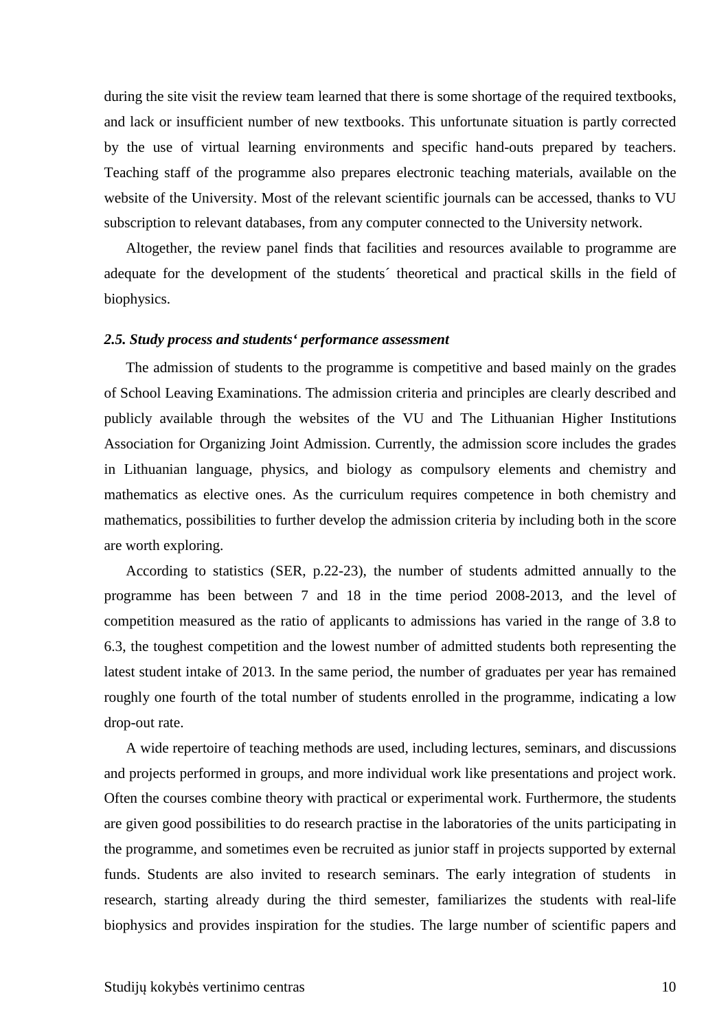during the site visit the review team learned that there is some shortage of the required textbooks, and lack or insufficient number of new textbooks. This unfortunate situation is partly corrected by the use of virtual learning environments and specific hand-outs prepared by teachers. Teaching staff of the programme also prepares electronic teaching materials, available on the website of the University. Most of the relevant scientific journals can be accessed, thanks to VU subscription to relevant databases, from any computer connected to the University network.

Altogether, the review panel finds that facilities and resources available to programme are adequate for the development of the students´ theoretical and practical skills in the field of biophysics.

### *2.5. Study process and students' performance assessment*

The admission of students to the programme is competitive and based mainly on the grades of School Leaving Examinations. The admission criteria and principles are clearly described and publicly available through the websites of the VU and The Lithuanian Higher Institutions Association for Organizing Joint Admission. Currently, the admission score includes the grades in Lithuanian language, physics, and biology as compulsory elements and chemistry and mathematics as elective ones. As the curriculum requires competence in both chemistry and mathematics, possibilities to further develop the admission criteria by including both in the score are worth exploring.

According to statistics (SER, p.22-23), the number of students admitted annually to the programme has been between 7 and 18 in the time period 2008-2013, and the level of competition measured as the ratio of applicants to admissions has varied in the range of 3.8 to 6.3, the toughest competition and the lowest number of admitted students both representing the latest student intake of 2013. In the same period, the number of graduates per year has remained roughly one fourth of the total number of students enrolled in the programme, indicating a low drop-out rate.

A wide repertoire of teaching methods are used, including lectures, seminars, and discussions and projects performed in groups, and more individual work like presentations and project work. Often the courses combine theory with practical or experimental work. Furthermore, the students are given good possibilities to do research practise in the laboratories of the units participating in the programme, and sometimes even be recruited as junior staff in projects supported by external funds. Students are also invited to research seminars. The early integration of students in research, starting already during the third semester, familiarizes the students with real-life biophysics and provides inspiration for the studies. The large number of scientific papers and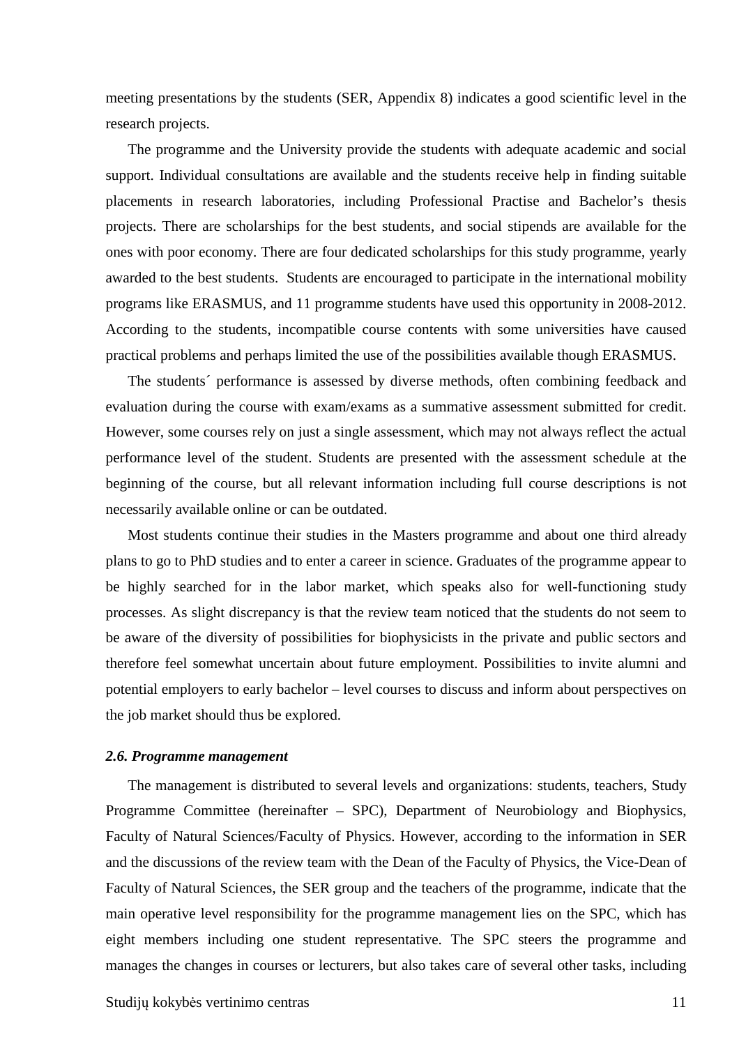meeting presentations by the students (SER, Appendix 8) indicates a good scientific level in the research projects.

The programme and the University provide the students with adequate academic and social support. Individual consultations are available and the students receive help in finding suitable placements in research laboratories, including Professional Practise and Bachelor's thesis projects. There are scholarships for the best students, and social stipends are available for the ones with poor economy. There are four dedicated scholarships for this study programme, yearly awarded to the best students.  Students are encouraged to participate in the international mobility programs like ERASMUS, and 11 programme students have used this opportunity in 2008-2012. According to the students, incompatible course contents with some universities have caused practical problems and perhaps limited the use of the possibilities available though ERASMUS.

The students´ performance is assessed by diverse methods, often combining feedback and evaluation during the course with exam/exams as a summative assessment submitted for credit. However, some courses rely on just a single assessment, which may not always reflect the actual performance level of the student. Students are presented with the assessment schedule at the beginning of the course, but all relevant information including full course descriptions is not necessarily available online or can be outdated.

Most students continue their studies in the Masters programme and about one third already plans to go to PhD studies and to enter a career in science. Graduates of the programme appear to be highly searched for in the labor market, which speaks also for well-functioning study processes. As slight discrepancy is that the review team noticed that the students do not seem to be aware of the diversity of possibilities for biophysicists in the private and public sectors and therefore feel somewhat uncertain about future employment. Possibilities to invite alumni and potential employers to early bachelor – level courses to discuss and inform about perspectives on the job market should thus be explored.

### *2.6. Programme management*

The management is distributed to several levels and organizations: students, teachers, Study Programme Committee (hereinafter – SPC), Department of Neurobiology and Biophysics, Faculty of Natural Sciences/Faculty of Physics. However, according to the information in SER and the discussions of the review team with the Dean of the Faculty of Physics, the Vice-Dean of Faculty of Natural Sciences, the SER group and the teachers of the programme, indicate that the main operative level responsibility for the programme management lies on the SPC, which has eight members including one student representative. The SPC steers the programme and manages the changes in courses or lecturers, but also takes care of several other tasks, including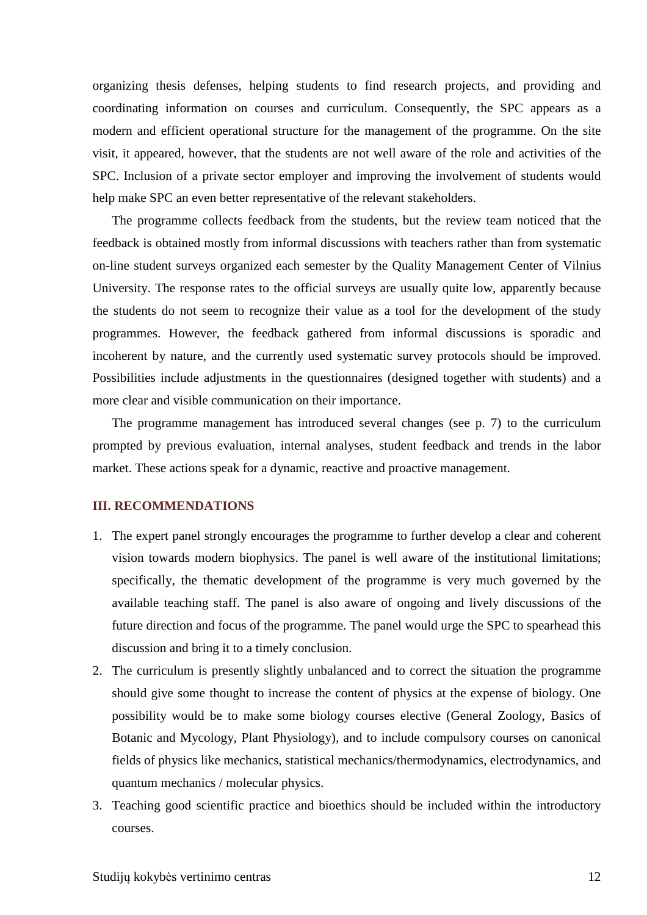organizing thesis defenses, helping students to find research projects, and providing and coordinating information on courses and curriculum. Consequently, the SPC appears as a modern and efficient operational structure for the management of the programme. On the site visit, it appeared, however, that the students are not well aware of the role and activities of the SPC. Inclusion of a private sector employer and improving the involvement of students would help make SPC an even better representative of the relevant stakeholders.

The programme collects feedback from the students, but the review team noticed that the feedback is obtained mostly from informal discussions with teachers rather than from systematic on-line student surveys organized each semester by the Quality Management Center of Vilnius University. The response rates to the official surveys are usually quite low, apparently because the students do not seem to recognize their value as a tool for the development of the study programmes. However, the feedback gathered from informal discussions is sporadic and incoherent by nature, and the currently used systematic survey protocols should be improved. Possibilities include adjustments in the questionnaires (designed together with students) and a more clear and visible communication on their importance.

The programme management has introduced several changes (see p. 7) to the curriculum prompted by previous evaluation, internal analyses, student feedback and trends in the labor market. These actions speak for a dynamic, reactive and proactive management.

## III. RECOMMENDATIONS

1. The expert panel strongly encourages the programme to further develop a clear and coherent vision towards modern biophysics. The panel is well aware of the institutional limitations; specifically, the thematic development of the programme is very much governed by the available teaching staff. The panel is also aware of ongoing and lively discussions of the future direction and focus of the programme. The panel would urge the SPC to spearhead this discussion and bring it to a timely conclusion.
2. The curriculum is presently slightly unbalanced and to correct the situation the programme should give some thought to increase the content of physics at the expense of biology. One possibility would be to make some biology courses elective (General Zoology, Basics of Botanic and Mycology, Plant Physiology), and to include compulsory courses on canonical fields of physics like mechanics, statistical mechanics/thermodynamics, electrodynamics, and quantum mechanics / molecular physics.
3. Teaching good scientific practice and bioethics should be included within the introductory courses.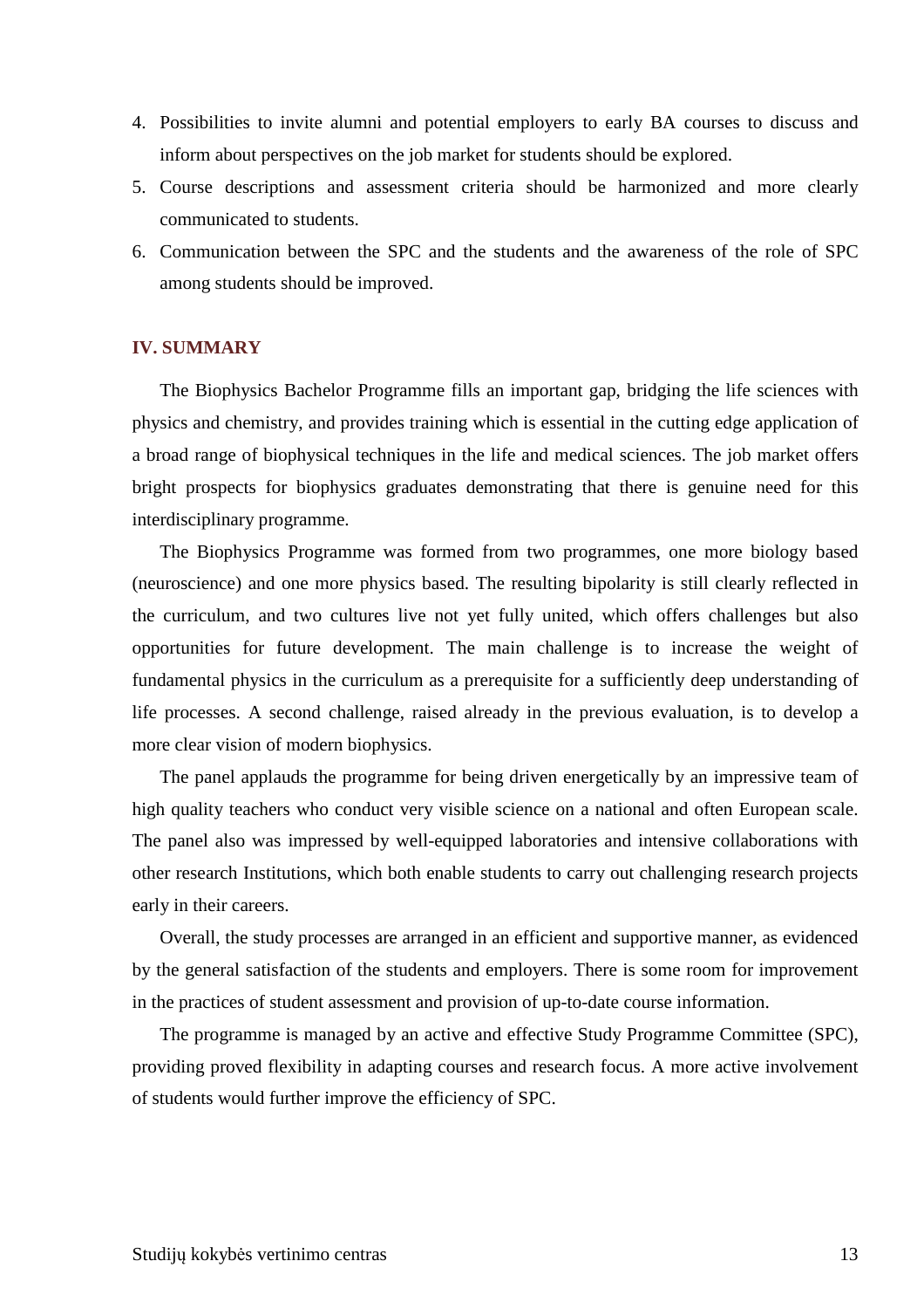4. Possibilities to invite alumni and potential employers to early BA courses to discuss and inform about perspectives on the job market for students should be explored.
5. Course descriptions and assessment criteria should be harmonized and more clearly communicated to students.
6. Communication between the SPC and the students and the awareness of the role of SPC among students should be improved.

## IV. SUMMARY

The Biophysics Bachelor Programme fills an important gap, bridging the life sciences with physics and chemistry, and provides training which is essential in the cutting edge application of a broad range of biophysical techniques in the life and medical sciences. The job market offers bright prospects for biophysics graduates demonstrating that there is genuine need for this interdisciplinary programme.

The Biophysics Programme was formed from two programmes, one more biology based (neuroscience) and one more physics based. The resulting bipolarity is still clearly reflected in the curriculum, and two cultures live not yet fully united, which offers challenges but also opportunities for future development. The main challenge is to increase the weight of fundamental physics in the curriculum as a prerequisite for a sufficiently deep understanding of life processes. A second challenge, raised already in the previous evaluation, is to develop a more clear vision of modern biophysics.

The panel applauds the programme for being driven energetically by an impressive team of high quality teachers who conduct very visible science on a national and often European scale. The panel also was impressed by well-equipped laboratories and intensive collaborations with other research Institutions, which both enable students to carry out challenging research projects early in their careers.

Overall, the study processes are arranged in an efficient and supportive manner, as evidenced by the general satisfaction of the students and employers. There is some room for improvement in the practices of student assessment and provision of up-to-date course information.

The programme is managed by an active and effective Study Programme Committee (SPC), providing proved flexibility in adapting courses and research focus. A more active involvement of students would further improve the efficiency of SPC.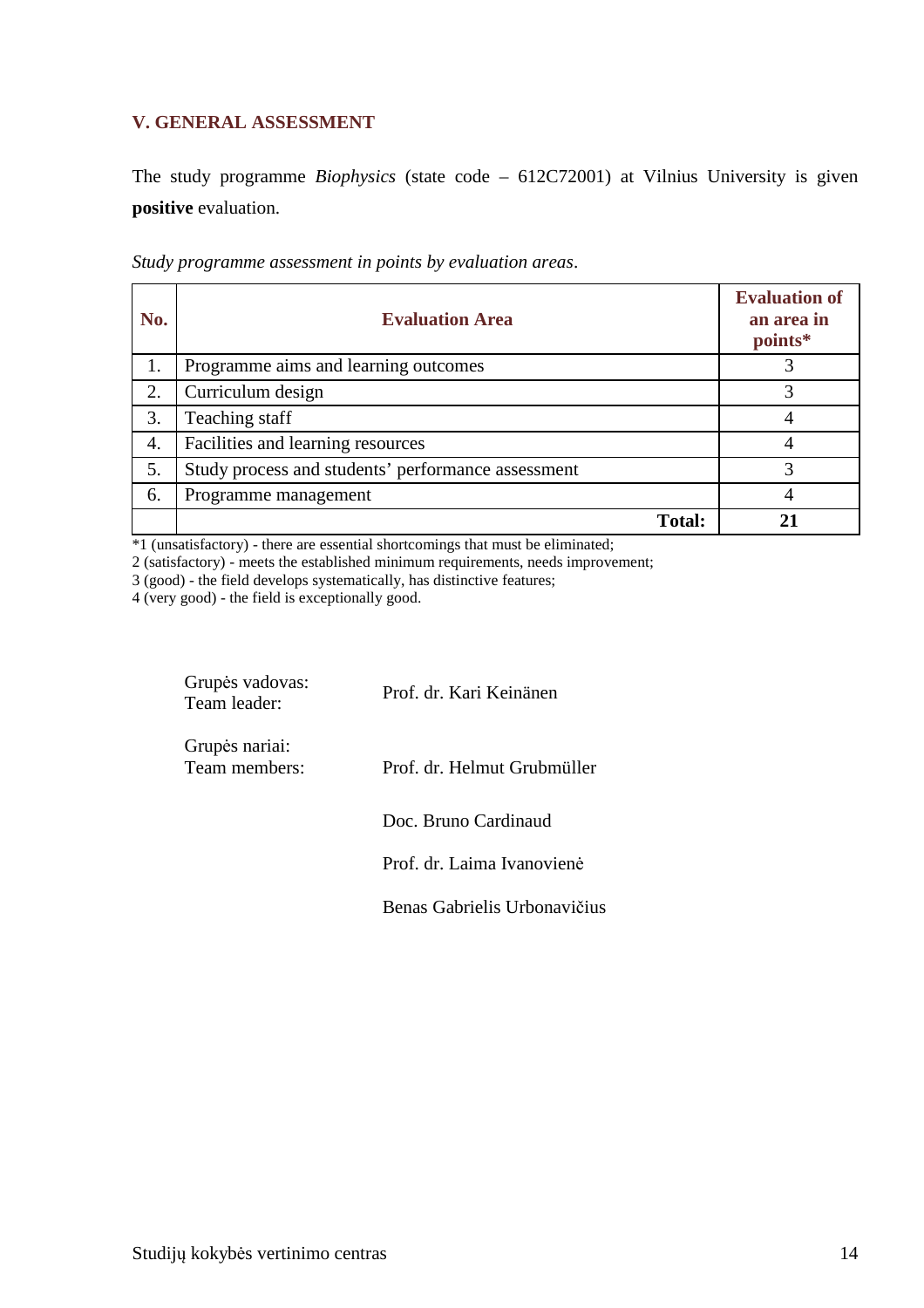## V. GENERAL ASSESSMENT

The study programme *Biophysics* (state code – 612C72001) at Vilnius University is given **positive** evaluation.

*Study programme assessment in points by evaluation areas*.

| No. | Evaluation Area | Evaluation of an area in points* |
|---|---|---|
| 1. | Programme aims and learning outcomes | 3 |
| 2. | Curriculum design | 3 |
| 3. | Teaching staff | 4 |
| 4. | Facilities and learning resources | 4 |
| 5. | Study process and students' performance assessment | 3 |
| 6. | Programme management | 4 |
| | **Total:** | **21** |

*1 (unsatisfactory) - there are essential shortcomings that must be eliminated;
2 (satisfactory) - meets the established minimum requirements, needs improvement;
3 (good) - the field develops systematically, has distinctive features;
4 (very good) - the field is exceptionally good.

Grupės vadovas:
Team leader: Prof. dr. Kari Keinänen

Grupės nariai:
Team members: Prof. dr. Helmut Grubmüller

Doc. Bruno Cardinaud

Prof. dr. Laima Ivanovienė

Benas Gabrielis Urbonavičius

Studijų kokybės vertinimo centras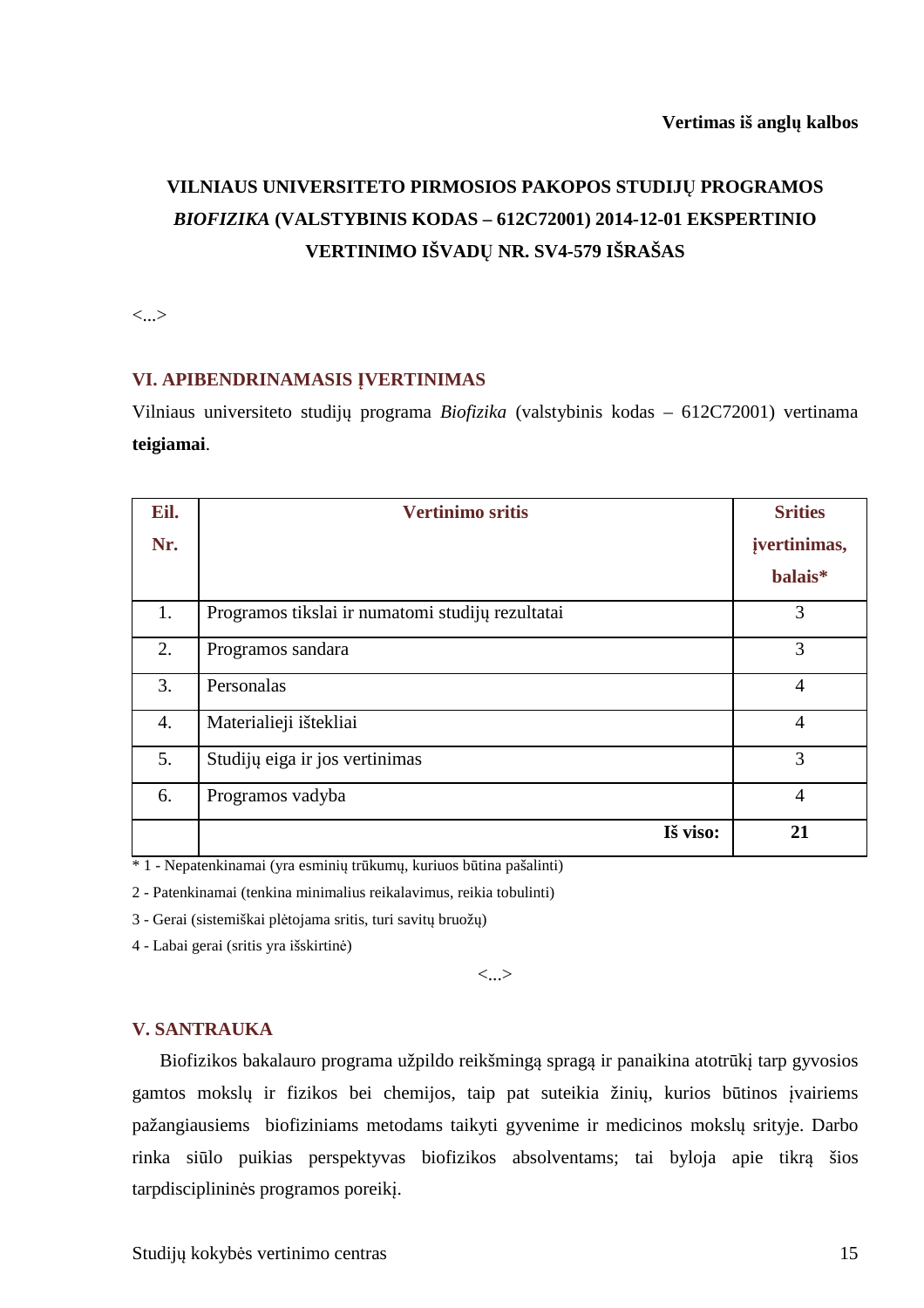**Vertimas iš anglų kalbos**

# VILNIAUS UNIVERSITETO PIRMOSIOS PAKOPOS STUDIJŲ PROGRAMOS *BIOFIZIKA* (VALSTYBINIS KODAS – 612C72001) 2014-12-01 EKSPERTINIO VERTINIMO IŠVADŲ NR. SV4-579 IŠRAŠAS

<...>

## VI. APIBENDRINAMASIS ĮVERTINIMAS

Vilniaus universiteto studijų programa *Biofizika* (valstybinis kodas – 612C72001) vertinama **teigiamai**.

| Eil. Nr. | Vertinimo sritis | Srities įvertinimas, balais* |
|---|---|---|
| 1. | Programos tikslai ir numatomi studijų rezultatai | 3 |
| 2. | Programos sandara | 3 |
| 3. | Personalas | 4 |
| 4. | Materialieji ištekliai | 4 |
| 5. | Studijų eiga ir jos vertinimas | 3 |
| 6. | Programos vadyba | 4 |
| | **Iš viso:** | **21** |

* 1 - Nepatenkinamai (yra esminių trūkumų, kuriuos būtina pašalinti)

2 - Patenkinamai (tenkina minimalius reikalavimus, reikia tobulinti)

3 - Gerai (sistemiškai plėtojama sritis, turi savitų bruožų)

4 - Labai gerai (sritis yra išskirtinė)

<...>

## V. SANTRAUKA

Biofizikos bakalauro programa užpildo reikšmingą spragą ir panaikina atotrūkį tarp gyvosios gamtos mokslų ir fizikos bei chemijos, taip pat suteikia žinių, kurios būtinos įvairiems pažangiausiems biofiziniams metodams taikyti gyvenime ir medicinos mokslų srityje. Darbo rinka siūlo puikias perspektyvas biofizikos absolventams; tai byloja apie tikrą šios tarpdisciplininės programos poreikį.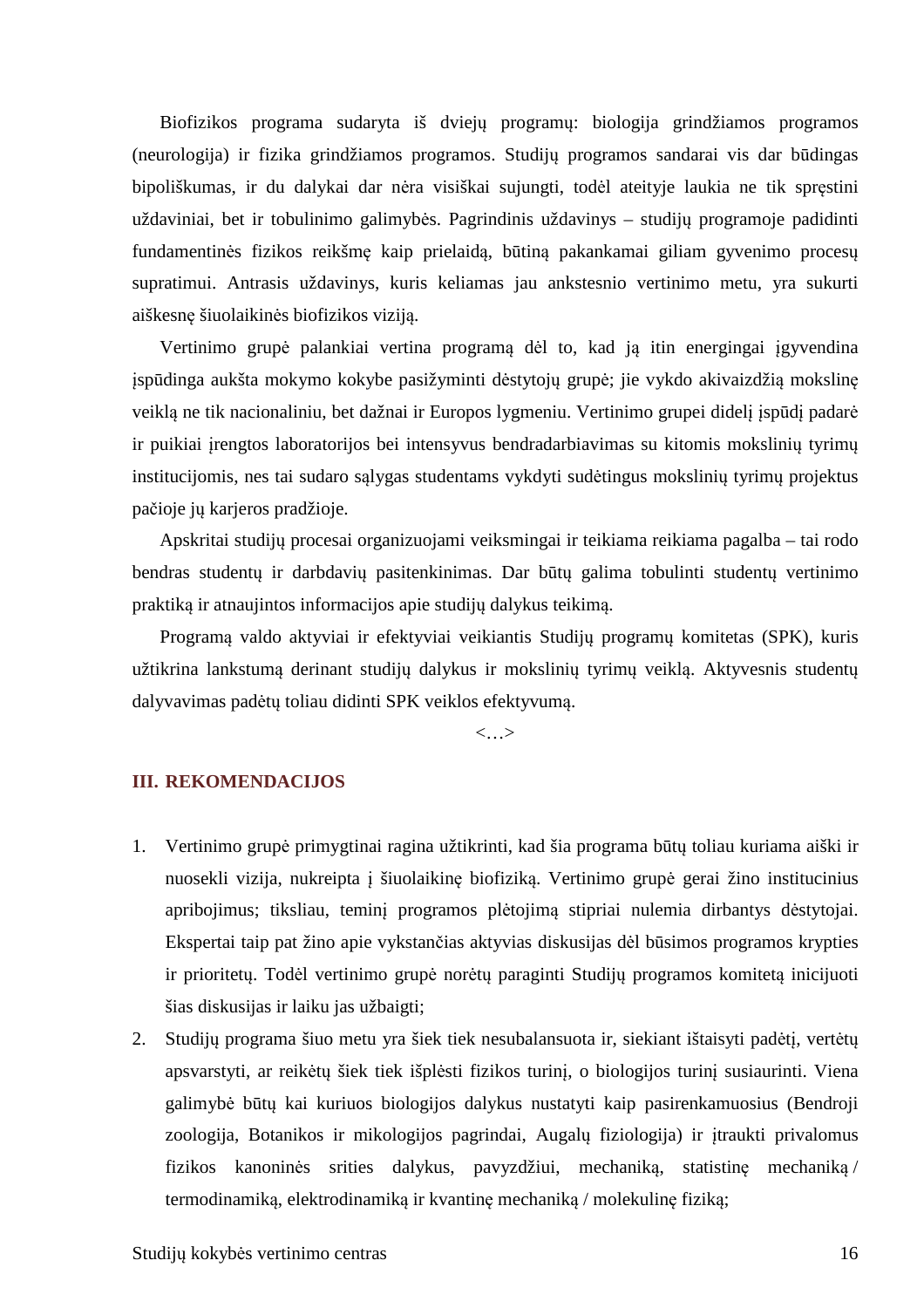Biofizikos programa sudaryta iš dviejų programų: biologija grindžiamos programos (neurologija) ir fizika grindžiamos programos. Studijų programos sandarai vis dar būdingas bipoliškumas, ir du dalykai dar nėra visiškai sujungti, todėl ateityje laukia ne tik spręstini uždaviniai, bet ir tobulinimo galimybės. Pagrindinis uždavinys – studijų programoje padidinti fundamentinės fizikos reikšmę kaip prielaidą, būtiną pakankamai giliam gyvenimo procesų supratimui. Antrasis uždavinys, kuris keliamas jau ankstesnio vertinimo metu, yra sukurti aiškesnę šiuolaikinės biofizikos viziją.

Vertinimo grupė palankiai vertina programą dėl to, kad ją itin energingai įgyvendina įspūdinga aukšta mokymo kokybe pasižyminti dėstytojų grupė; jie vykdo akivaizdžią mokslinę veiklą ne tik nacionaliniu, bet dažnai ir Europos lygmeniu. Vertinimo grupei didelį įspūdį padarė ir puikiai įrengtos laboratorijos bei intensyvus bendradarbiavimas su kitomis mokslinių tyrimų institucijomis, nes tai sudaro sąlygas studentams vykdyti sudėtingus mokslinių tyrimų projektus pačioje jų karjeros pradžioje.

Apskritai studijų procesai organizuojami veiksmingai ir teikiama reikiama pagalba – tai rodo bendras studentų ir darbdavių pasitenkinimas. Dar būtų galima tobulinti studentų vertinimo praktiką ir atnaujintos informacijos apie studijų dalykus teikimą.

Programą valdo aktyviai ir efektyviai veikiantis Studijų programų komitetas (SPK), kuris užtikrina lankstumą derinant studijų dalykus ir mokslinių tyrimų veiklą. Aktyvesnis studentų dalyvavimas padėtų toliau didinti SPK veiklos efektyvumą.

<…>

## III. REKOMENDACIJOS

1. Vertinimo grupė primygtinai ragina užtikrinti, kad šia programa būtų toliau kuriama aiški ir nuosekli vizija, nukreipta į šiuolaikinę biofiziką. Vertinimo grupė gerai žino institucinius apribojimus; tiksliau, teminį programos plėtojimą stipriai nulemia dirbantys dėstytojai. Ekspertai taip pat žino apie vykstančias aktyvias diskusijas dėl būsimos programos krypties ir prioritetų. Todėl vertinimo grupė norėtų paraginti Studijų programos komitetą inicijuoti šias diskusijas ir laiku jas užbaigti;
2. Studijų programa šiuo metu yra šiek tiek nesubalansuota ir, siekiant ištaisyti padėtį, vertėtų apsvarstyti, ar reikėtų šiek tiek išplėsti fizikos turinį, o biologijos turinį susiaurinti. Viena galimybė būtų kai kuriuos biologijos dalykus nustatyti kaip pasirenkamuosius (Bendroji zoologija, Botanikos ir mikologijos pagrindai, Augalų fiziologija) ir įtraukti privalomus fizikos kanoninės srities dalykus, pavyzdžiui, mechaniką, statistinę mechaniką / termodinamiką, elektrodinamiką ir kvantinę mechaniką / molekulinę fiziką;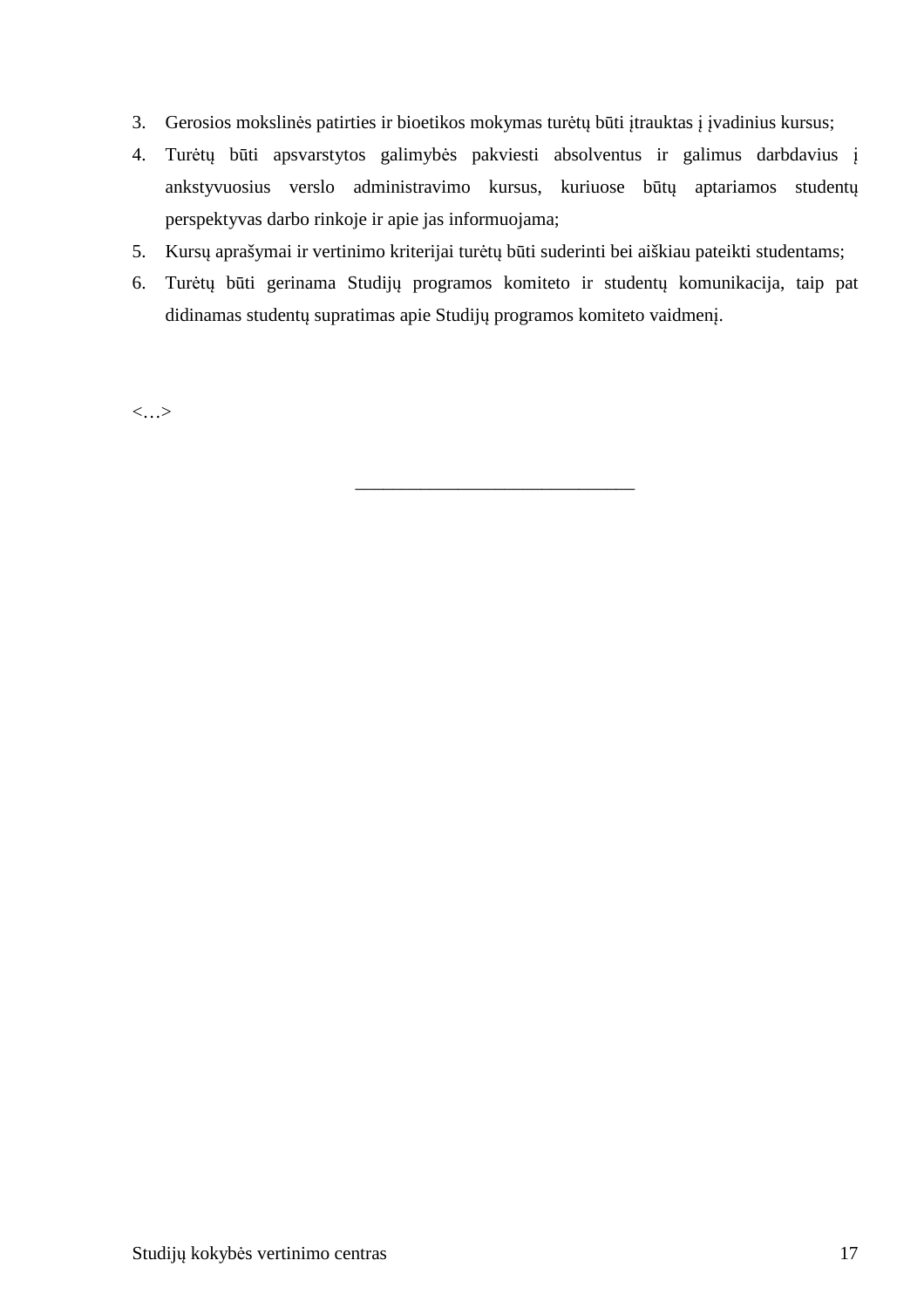3. Gerosios mokslinės patirties ir bioetikos mokymas turėtų būti įtrauktas į įvadinius kursus;
4. Turėtų būti apsvarstytos galimybės pakviesti absolventus ir galimus darbdavius į ankstyvuosius verslo administravimo kursus, kuriuose būtų aptariamos studentų perspektyvas darbo rinkoje ir apie jas informuojama;
5. Kursų aprašymai ir vertinimo kriterijai turėtų būti suderinti bei aiškiau pateikti studentams;
6. Turėtų būti gerinama Studijų programos komiteto ir studentų komunikacija, taip pat didinamas studentų supratimas apie Studijų programos komiteto vaidmenį.

<…>

______________________________